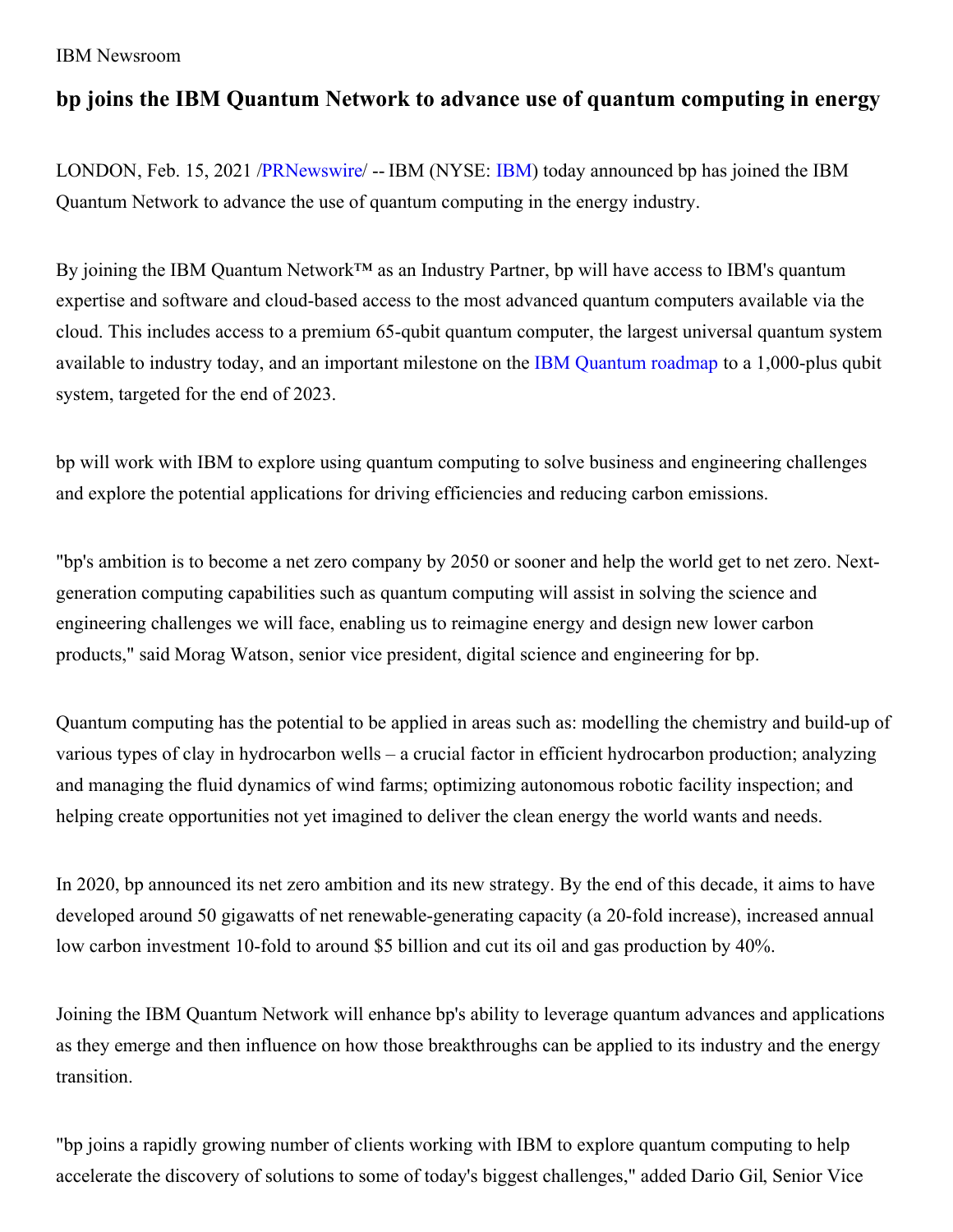IBM Newsroom

# bp joins the IBM Quantum Network to advance use of quantum computing in energy

LONDON, Feb. 15, 2021 /PRNewswire/ -- IBM (NYSE: IBM) today announced bp has joined the IBM Quantum Network to advance the use of quantum computing in the energy industry.

By joining the IBM Quantum Network™ as an Industry Partner, bp will have access to IBM's quantum expertise and software and cloud-based access to the most advanced quantum computers available via the cloud. This includes access to a premium 65-qubit quantum computer, the largest universal quantum system available to industry today, and an important milestone on the IBM Quantum roadmap to a 1,000-plus qubit system, targeted for the end of 2023.

bp will work with IBM to explore using quantum computing to solve business and engineering challenges and explore the potential applications for driving efficiencies and reducing carbon emissions.

"bp's ambition is to become a net zero company by 2050 or sooner and help the world get to net zero. Next-generation computing capabilities such as quantum computing will assist in solving the science and engineering challenges we will face, enabling us to reimagine energy and design new lower carbon products," said Morag Watson, senior vice president, digital science and engineering for bp.

Quantum computing has the potential to be applied in areas such as: modelling the chemistry and build-up of various types of clay in hydrocarbon wells – a crucial factor in efficient hydrocarbon production; analyzing and managing the fluid dynamics of wind farms; optimizing autonomous robotic facility inspection; and helping create opportunities not yet imagined to deliver the clean energy the world wants and needs.

In 2020, bp announced its net zero ambition and its new strategy. By the end of this decade, it aims to have developed around 50 gigawatts of net renewable-generating capacity (a 20-fold increase), increased annual low carbon investment 10-fold to around $5 billion and cut its oil and gas production by 40%.

Joining the IBM Quantum Network will enhance bp's ability to leverage quantum advances and applications as they emerge and then influence on how those breakthroughs can be applied to its industry and the energy transition.

"bp joins a rapidly growing number of clients working with IBM to explore quantum computing to help accelerate the discovery of solutions to some of today's biggest challenges," added Dario Gil, Senior Vice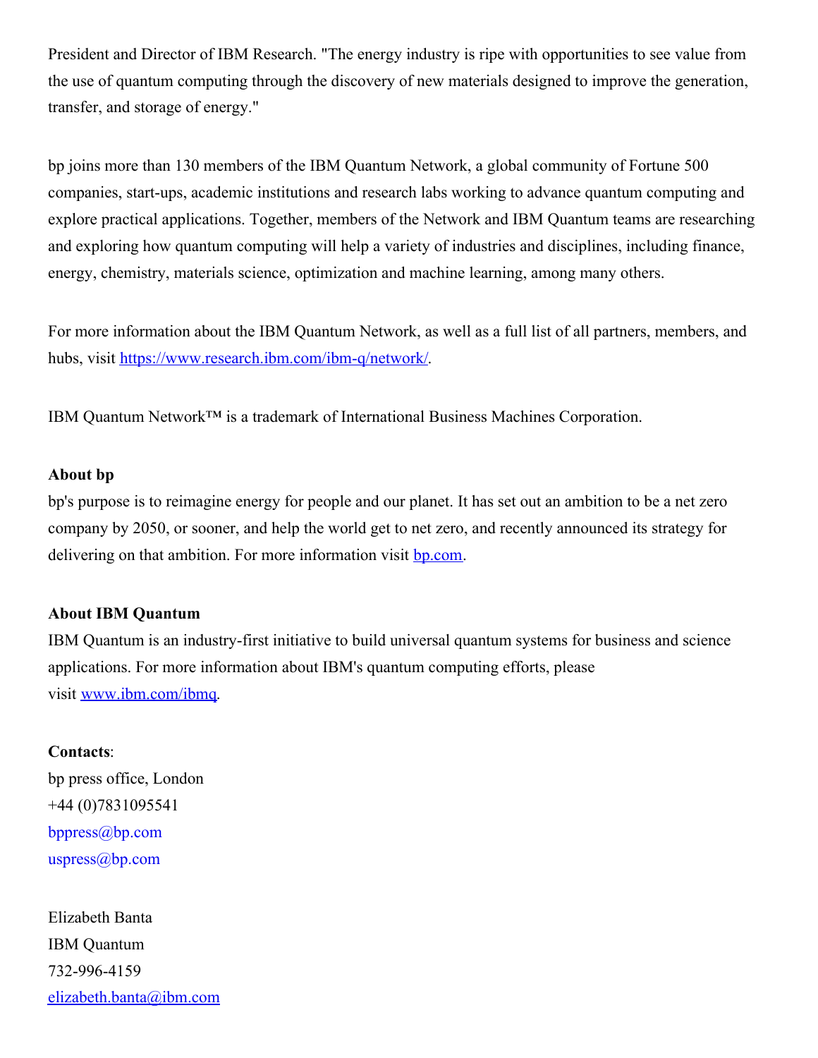President and Director of IBM Research. "The energy industry is ripe with opportunities to see value from the use of quantum computing through the discovery of new materials designed to improve the generation, transfer, and storage of energy."

bp joins more than 130 members of the IBM Quantum Network, a global community of Fortune 500 companies, start-ups, academic institutions and research labs working to advance quantum computing and explore practical applications. Together, members of the Network and IBM Quantum teams are researching and exploring how quantum computing will help a variety of industries and disciplines, including finance, energy, chemistry, materials science, optimization and machine learning, among many others.

For more information about the IBM Quantum Network, as well as a full list of all partners, members, and hubs, visit [https://www.research.ibm.com/ibm-q/network/](https://www.research.ibm.com/ibm-q/network/).

IBM Quantum Network™ is a trademark of International Business Machines Corporation.

**About bp**
bp's purpose is to reimagine energy for people and our planet. It has set out an ambition to be a net zero company by 2050, or sooner, and help the world get to net zero, and recently announced its strategy for delivering on that ambition. For more information visit [bp.com](https://www.bp.com).

**About IBM Quantum**
IBM Quantum is an industry-first initiative to build universal quantum systems for business and science applications. For more information about IBM's quantum computing efforts, please visit [www.ibm.com/ibmq](https://www.ibm.com/ibmq).

**Contacts**:
bp press office, London
+44 (0)7831095541
bppress@bp.com
uspress@bp.com

Elizabeth Banta
IBM Quantum
732-996-4159
elizabeth.banta@ibm.com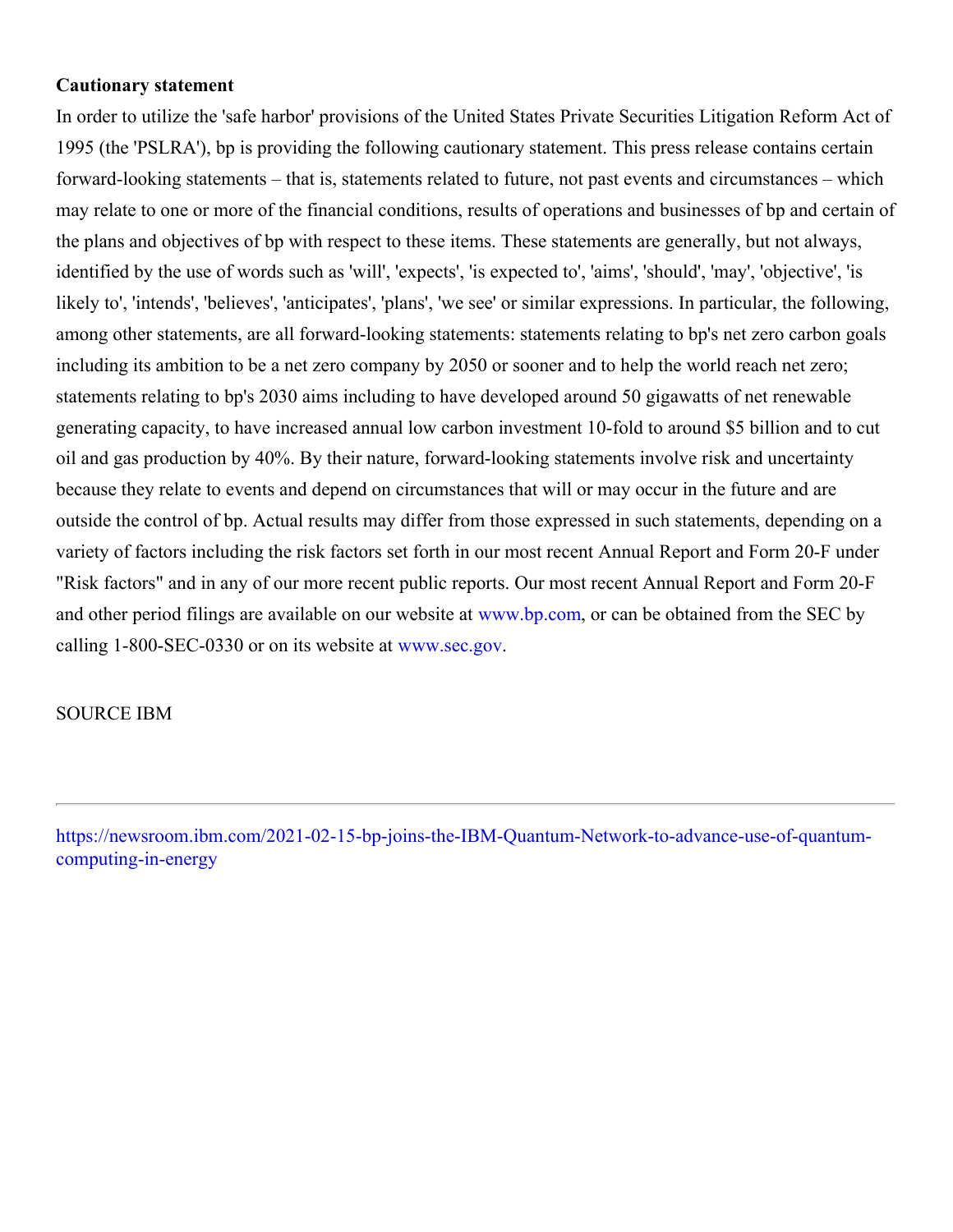**Cautionary statement**

In order to utilize the 'safe harbor' provisions of the United States Private Securities Litigation Reform Act of 1995 (the 'PSLRA'), bp is providing the following cautionary statement. This press release contains certain forward-looking statements – that is, statements related to future, not past events and circumstances – which may relate to one or more of the financial conditions, results of operations and businesses of bp and certain of the plans and objectives of bp with respect to these items. These statements are generally, but not always, identified by the use of words such as 'will', 'expects', 'is expected to', 'aims', 'should', 'may', 'objective', 'is likely to', 'intends', 'believes', 'anticipates', 'plans', 'we see' or similar expressions. In particular, the following, among other statements, are all forward-looking statements: statements relating to bp's net zero carbon goals including its ambition to be a net zero company by 2050 or sooner and to help the world reach net zero; statements relating to bp's 2030 aims including to have developed around 50 gigawatts of net renewable generating capacity, to have increased annual low carbon investment 10-fold to around $5 billion and to cut oil and gas production by 40%. By their nature, forward-looking statements involve risk and uncertainty because they relate to events and depend on circumstances that will or may occur in the future and are outside the control of bp. Actual results may differ from those expressed in such statements, depending on a variety of factors including the risk factors set forth in our most recent Annual Report and Form 20-F under "Risk factors" and in any of our more recent public reports. Our most recent Annual Report and Form 20-F and other period filings are available on our website at www.bp.com, or can be obtained from the SEC by calling 1-800-SEC-0330 or on its website at www.sec.gov.

SOURCE IBM

---

https://newsroom.ibm.com/2021-02-15-bp-joins-the-IBM-Quantum-Network-to-advance-use-of-quantum-computing-in-energy